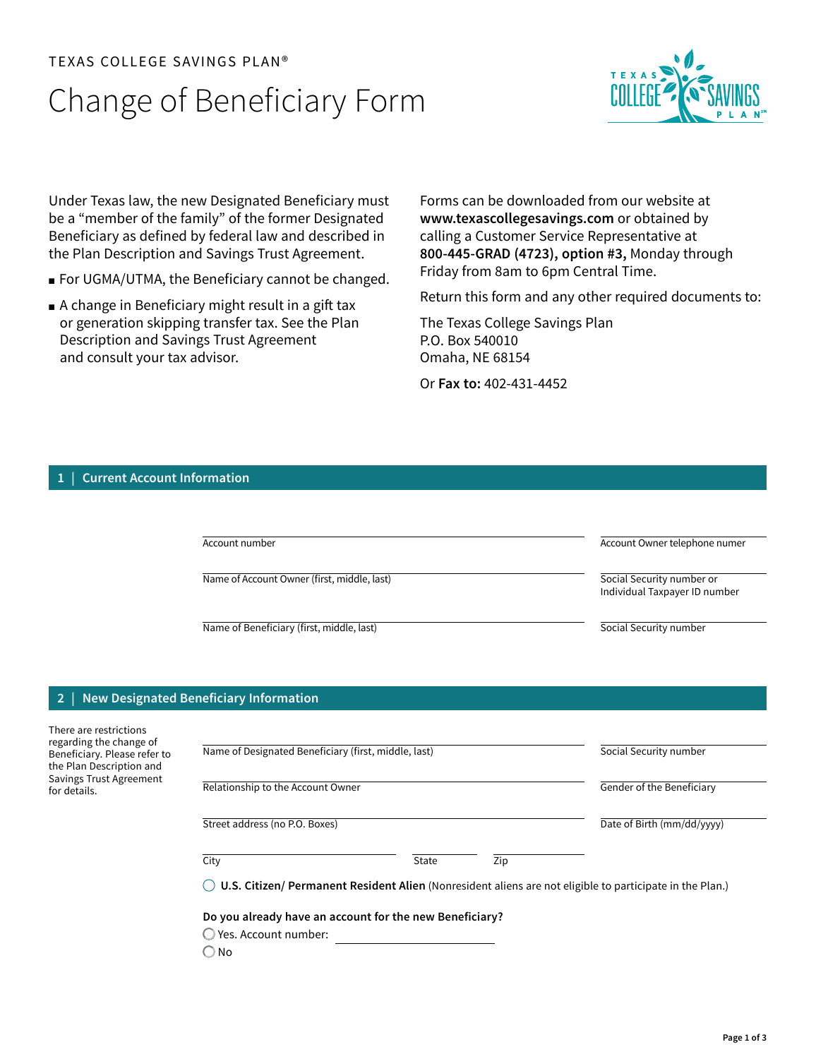TEXAS COLLEGE SAVINGS PLAN®

# Change of Beneficiary Form

Under Texas law, the new Designated Beneficiary must be a "member of the family" of the former Designated Beneficiary as defined by federal law and described in the Plan Description and Savings Trust Agreement.

- For UGMA/UTMA, the Beneficiary cannot be changed.
- A change in Beneficiary might result in a gift tax or generation skipping transfer tax. See the Plan Description and Savings Trust Agreement and consult your tax advisor.

Forms can be downloaded from our website at **www.texascollegesavings.com** or obtained by calling a Customer Service Representative at **800-445-GRAD (4723), option #3,** Monday through Friday from 8am to 6pm Central Time.

Return this form and any other required documents to:

The Texas College Savings Plan
P.O. Box 540010
Omaha, NE 68154

Or **Fax to:** 402-431-4452

## 1 | Current Account Information

Account number ____________________ Account Owner telephone numer ____________________

Name of Account Owner (first, middle, last) ____________________ Social Security number or Individual Taxpayer ID number ____________________

Name of Beneficiary (first, middle, last) ____________________ Social Security number ____________________

## 2 | New Designated Beneficiary Information

There are restrictions regarding the change of Beneficiary. Please refer to the Plan Description and Savings Trust Agreement for details.

Name of Designated Beneficiary (first, middle, last) ____________________ Social Security number ____________________

Relationship to the Account Owner ____________________ Gender of the Beneficiary ____________________

Street address (no P.O. Boxes) ____________________ Date of Birth (mm/dd/yyyy) ____________________

City ____________________ State __________ Zip __________

◯ **U.S. Citizen/ Permanent Resident Alien** (Nonresident aliens are not eligible to participate in the Plan.)

**Do you already have an account for the new Beneficiary?**

◯ Yes. Account number: ____________________

◯ No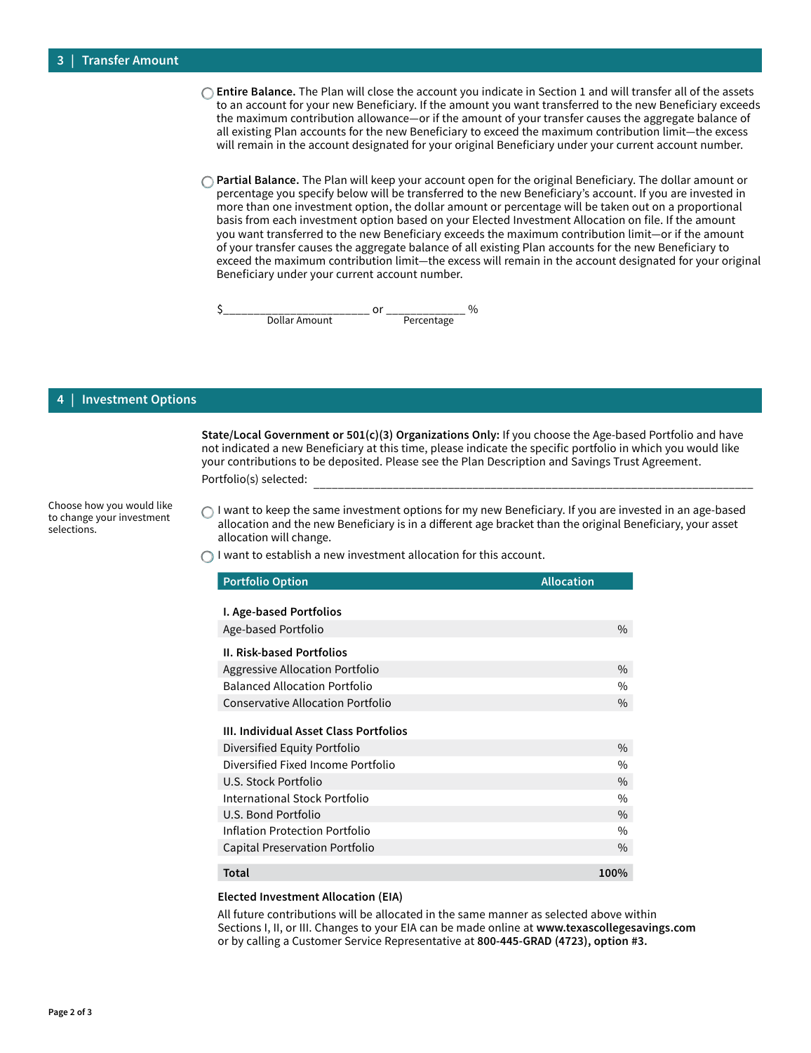## 3 | Transfer Amount

◯ **Entire Balance.** The Plan will close the account you indicate in Section 1 and will transfer all of the assets to an account for your new Beneficiary. If the amount you want transferred to the new Beneficiary exceeds the maximum contribution allowance—or if the amount of your transfer causes the aggregate balance of all existing Plan accounts for the new Beneficiary to exceed the maximum contribution limit—the excess will remain in the account designated for your original Beneficiary under your current account number.

◯ **Partial Balance.** The Plan will keep your account open for the original Beneficiary. The dollar amount or percentage you specify below will be transferred to the new Beneficiary's account. If you are invested in more than one investment option, the dollar amount or percentage will be taken out on a proportional basis from each investment option based on your Elected Investment Allocation on file. If the amount you want transferred to the new Beneficiary exceeds the maximum contribution limit—or if the amount of your transfer causes the aggregate balance of all existing Plan accounts for the new Beneficiary to exceed the maximum contribution limit—the excess will remain in the account designated for your original Beneficiary under your current account number.

$______________________ or ____________ %
Dollar Amount Percentage

## 4 | Investment Options

**State/Local Government or 501(c)(3) Organizations Only:** If you choose the Age-based Portfolio and have not indicated a new Beneficiary at this time, please indicate the specific portfolio in which you would like your contributions to be deposited. Please see the Plan Description and Savings Trust Agreement.

Portfolio(s) selected: ______________________________________________________________________

Choose how you would like to change your investment selections.

◯ I want to keep the same investment options for my new Beneficiary. If you are invested in an age-based allocation and the new Beneficiary is in a different age bracket than the original Beneficiary, your asset allocation will change.

◯ I want to establish a new investment allocation for this account.

| Portfolio Option | Allocation |
|---|---|
| **I. Age-based Portfolios** | |
| Age-based Portfolio | % |
| **II. Risk-based Portfolios** | |
| Aggressive Allocation Portfolio | % |
| Balanced Allocation Portfolio | % |
| Conservative Allocation Portfolio | % |
| **III. Individual Asset Class Portfolios** | |
| Diversified Equity Portfolio | % |
| Diversified Fixed Income Portfolio | % |
| U.S. Stock Portfolio | % |
| International Stock Portfolio | % |
| U.S. Bond Portfolio | % |
| Inflation Protection Portfolio | % |
| Capital Preservation Portfolio | % |
| **Total** | **100%** |

**Elected Investment Allocation (EIA)**

All future contributions will be allocated in the same manner as selected above within Sections I, II, or III. Changes to your EIA can be made online at **www.texascollegesavings.com** or by calling a Customer Service Representative at **800-445-GRAD (4723), option #3.**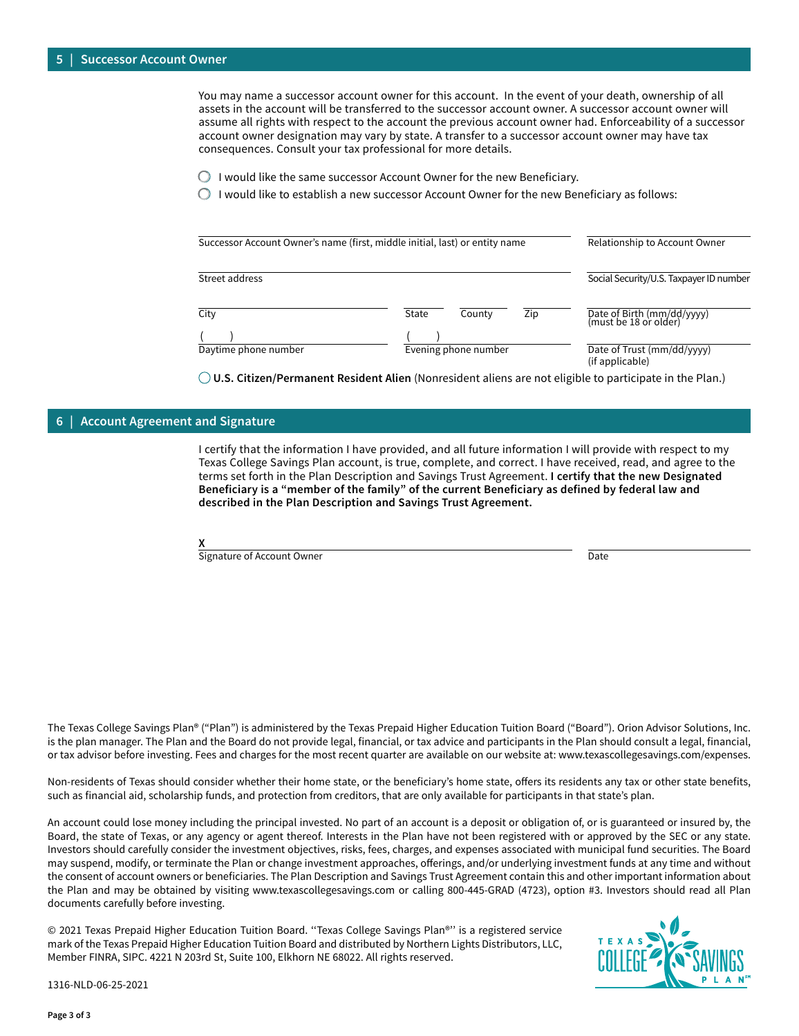## 5 | Successor Account Owner

You may name a successor account owner for this account. In the event of your death, ownership of all assets in the account will be transferred to the successor account owner. A successor account owner will assume all rights with respect to the account the previous account owner had. Enforceability of a successor account owner designation may vary by state. A transfer to a successor account owner may have tax consequences. Consult your tax professional for more details.

◯ I would like the same successor Account Owner for the new Beneficiary.

◯ I would like to establish a new successor Account Owner for the new Beneficiary as follows:

Successor Account Owner's name (first, middle initial, last) or entity name

Relationship to Account Owner

Street address

Social Security/U.S. Taxpayer ID number

City

State

County

Zip

Date of Birth (mm/dd/yyyy) (must be 18 or older)

( )

Daytime phone number

( )

Evening phone number

Date of Trust (mm/dd/yyyy) (if applicable)

◯ **U.S. Citizen/Permanent Resident Alien** (Nonresident aliens are not eligible to participate in the Plan.)

## 6 | Account Agreement and Signature

I certify that the information I have provided, and all future information I will provide with respect to my Texas College Savings Plan account, is true, complete, and correct. I have received, read, and agree to the terms set forth in the Plan Description and Savings Trust Agreement. **I certify that the new Designated Beneficiary is a "member of the family" of the current Beneficiary as defined by federal law and described in the Plan Description and Savings Trust Agreement.**

**X**

Signature of Account Owner

Date

The Texas College Savings Plan® ("Plan") is administered by the Texas Prepaid Higher Education Tuition Board ("Board"). Orion Advisor Solutions, Inc. is the plan manager. The Plan and the Board do not provide legal, financial, or tax advice and participants in the Plan should consult a legal, financial, or tax advisor before investing. Fees and charges for the most recent quarter are available on our website at: www.texascollegesavings.com/expenses.

Non-residents of Texas should consider whether their home state, or the beneficiary's home state, offers its residents any tax or other state benefits, such as financial aid, scholarship funds, and protection from creditors, that are only available for participants in that state's plan.

An account could lose money including the principal invested. No part of an account is a deposit or obligation of, or is guaranteed or insured by, the Board, the state of Texas, or any agency or agent thereof. Interests in the Plan have not been registered with or approved by the SEC or any state. Investors should carefully consider the investment objectives, risks, fees, charges, and expenses associated with municipal fund securities. The Board may suspend, modify, or terminate the Plan or change investment approaches, offerings, and/or underlying investment funds at any time and without the consent of account owners or beneficiaries. The Plan Description and Savings Trust Agreement contain this and other important information about the Plan and may be obtained by visiting www.texascollegesavings.com or calling 800-445-GRAD (4723), option #3. Investors should read all Plan documents carefully before investing.

© 2021 Texas Prepaid Higher Education Tuition Board. ''Texas College Savings Plan®'' is a registered service mark of the Texas Prepaid Higher Education Tuition Board and distributed by Northern Lights Distributors, LLC, Member FINRA, SIPC. 4221 N 203rd St, Suite 100, Elkhorn NE 68022. All rights reserved.

TEXAS COLLEGE SAVINGS PLAN℠

1316-NLD-06-25-2021